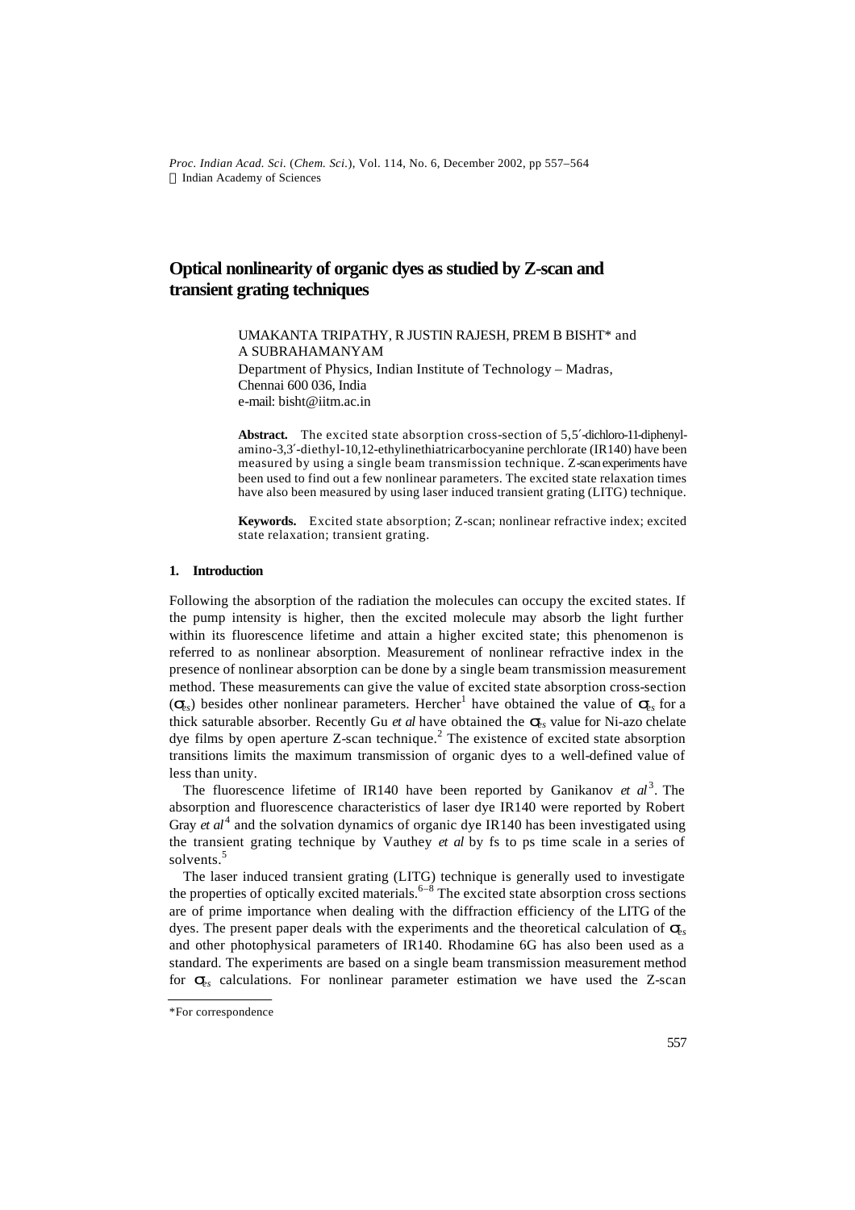# Optical nonlinearity of organic dyes as studied by Z-scan and transient grating techniques

UMAKANTA TRIPATHY, R JUSTIN RAJESH, PREM B BISHT* and A SUBRAHAMANYAM

Department of Physics, Indian Institute of Technology – Madras, Chennai 600 036, India

e-mail: bisht@iitm.ac.in

**Abstract.** The excited state absorption cross-section of 5,5′-dichloro-11-diphenyl-amino-3,3′-diethyl-10,12-ethylinethiatricarbocyanine perchlorate (IR140) have been measured by using a single beam transmission technique. Z-scan experiments have been used to find out a few nonlinear parameters. The excited state relaxation times have also been measured by using laser induced transient grating (LITG) technique.

**Keywords.** Excited state absorption; Z-scan; nonlinear refractive index; excited state relaxation; transient grating.

## 1. Introduction

Following the absorption of the radiation the molecules can occupy the excited states. If the pump intensity is higher, then the excited molecule may absorb the light further within its fluorescence lifetime and attain a higher excited state; this phenomenon is referred to as nonlinear absorption. Measurement of nonlinear refractive index in the presence of nonlinear absorption can be done by a single beam transmission measurement method. These measurements can give the value of excited state absorption cross-section ($\sigma_{es}$) besides other nonlinear parameters. Hercher[1] have obtained the value of $\sigma_{es}$ for a thick saturable absorber. Recently Gu *et al* have obtained the $\sigma_{es}$ value for Ni-azo chelate dye films by open aperture Z-scan technique.[2] The existence of excited state absorption transitions limits the maximum transmission of organic dyes to a well-defined value of less than unity.

The fluorescence lifetime of IR140 have been reported by Ganikanov *et al*[3]. The absorption and fluorescence characteristics of laser dye IR140 were reported by Robert Gray *et al*[4] and the solvation dynamics of organic dye IR140 has been investigated using the transient grating technique by Vauthey *et al* by fs to ps time scale in a series of solvents.[5]

The laser induced transient grating (LITG) technique is generally used to investigate the properties of optically excited materials.[6–8] The excited state absorption cross sections are of prime importance when dealing with the diffraction efficiency of the LITG of the dyes. The present paper deals with the experiments and the theoretical calculation of $\sigma_{es}$ and other photophysical parameters of IR140. Rhodamine 6G has also been used as a standard. The experiments are based on a single beam transmission measurement method for $\sigma_{es}$ calculations. For nonlinear parameter estimation we have used the Z-scan

*For correspondence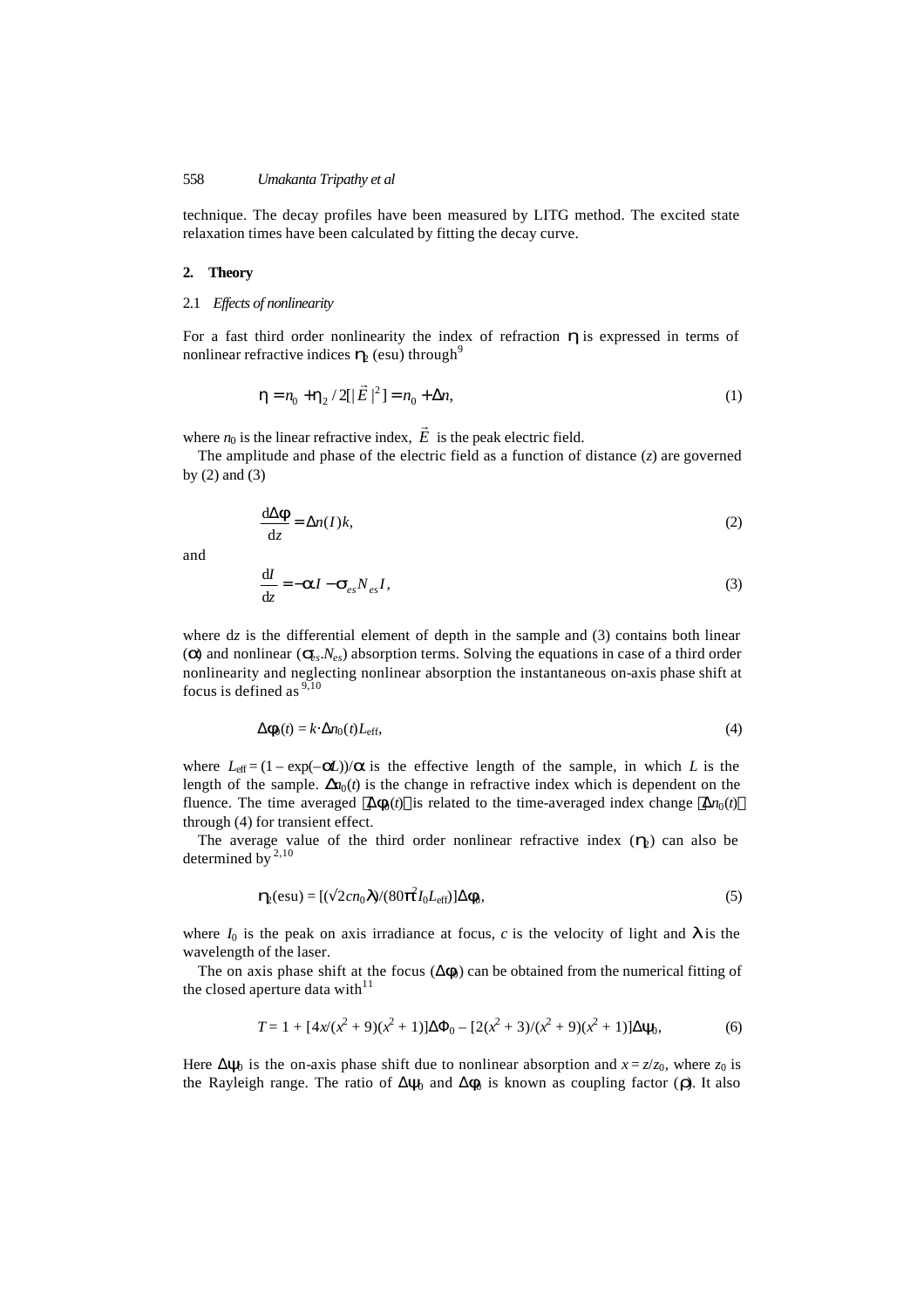technique. The decay profiles have been measured by LITG method. The excited state relaxation times have been calculated by fitting the decay curve.

## 2. Theory

### 2.1 *Effects of nonlinearity*

For a fast third order nonlinearity the index of refraction $\eta$ is expressed in terms of nonlinear refractive indices $\eta_2$ (esu) through[9]

$$\eta = n_0 + \eta_2 / 2[|\vec{E}|^2] = n_0 + \Delta n, \tag{1}$$

where $n_0$ is the linear refractive index, $\vec{E}$ is the peak electric field.

The amplitude and phase of the electric field as a function of distance ($z$) are governed by (2) and (3)

$$\frac{\mathrm{d}\Delta\phi}{\mathrm{d}z} = \Delta n(I)k, \tag{2}$$

and

$$\frac{\mathrm{d}I}{\mathrm{d}z} = -\alpha I - \sigma_{es} N_{es} I, \tag{3}$$

where d$z$ is the differential element of depth in the sample and (3) contains both linear ($\alpha$) and nonlinear ($\sigma_{es}.N_{es}$) absorption terms. Solving the equations in case of a third order nonlinearity and neglecting nonlinear absorption the instantaneous on-axis phase shift at focus is defined as [9,10]

$$\Delta\phi_0(t) = k \cdot \Delta n_0(t) L_{\text{eff}}, \tag{4}$$

where $L_{\text{eff}} = (1 - \exp(-\alpha L))/\alpha$ is the effective length of the sample, in which $L$ is the length of the sample. $\Delta n_0(t)$ is the change in refractive index which is dependent on the fluence. The time averaged $\langle\Delta\phi_0(t)\rangle$ is related to the time-averaged index change $\langle\Delta n_0(t)\rangle$ through (4) for transient effect.

The average value of the third order nonlinear refractive index ($\eta_2$) can also be determined by [2,10]

$$\eta_2(\text{esu}) = [(\sqrt{2} c n_0 \lambda)/(80\pi^2 I_0 L_{\text{eff}})]\Delta\phi_0, \tag{5}$$

where $I_0$ is the peak on axis irradiance at focus, $c$ is the velocity of light and $\lambda$ is the wavelength of the laser.

The on axis phase shift at the focus ($\Delta\phi_0$) can be obtained from the numerical fitting of the closed aperture data with[11]

$$T = 1 + [4x/(x^2 + 9)(x^2 + 1)]\Delta\Phi_0 - [2(x^2 + 3)/(x^2 + 9)(x^2 + 1)]\Delta\psi_0, \tag{6}$$

Here $\Delta\psi_0$ is the on-axis phase shift due to nonlinear absorption and $x = z/z_0$, where $z_0$ is the Rayleigh range. The ratio of $\Delta\psi_0$ and $\Delta\phi_0$ is known as coupling factor ($\rho$). It also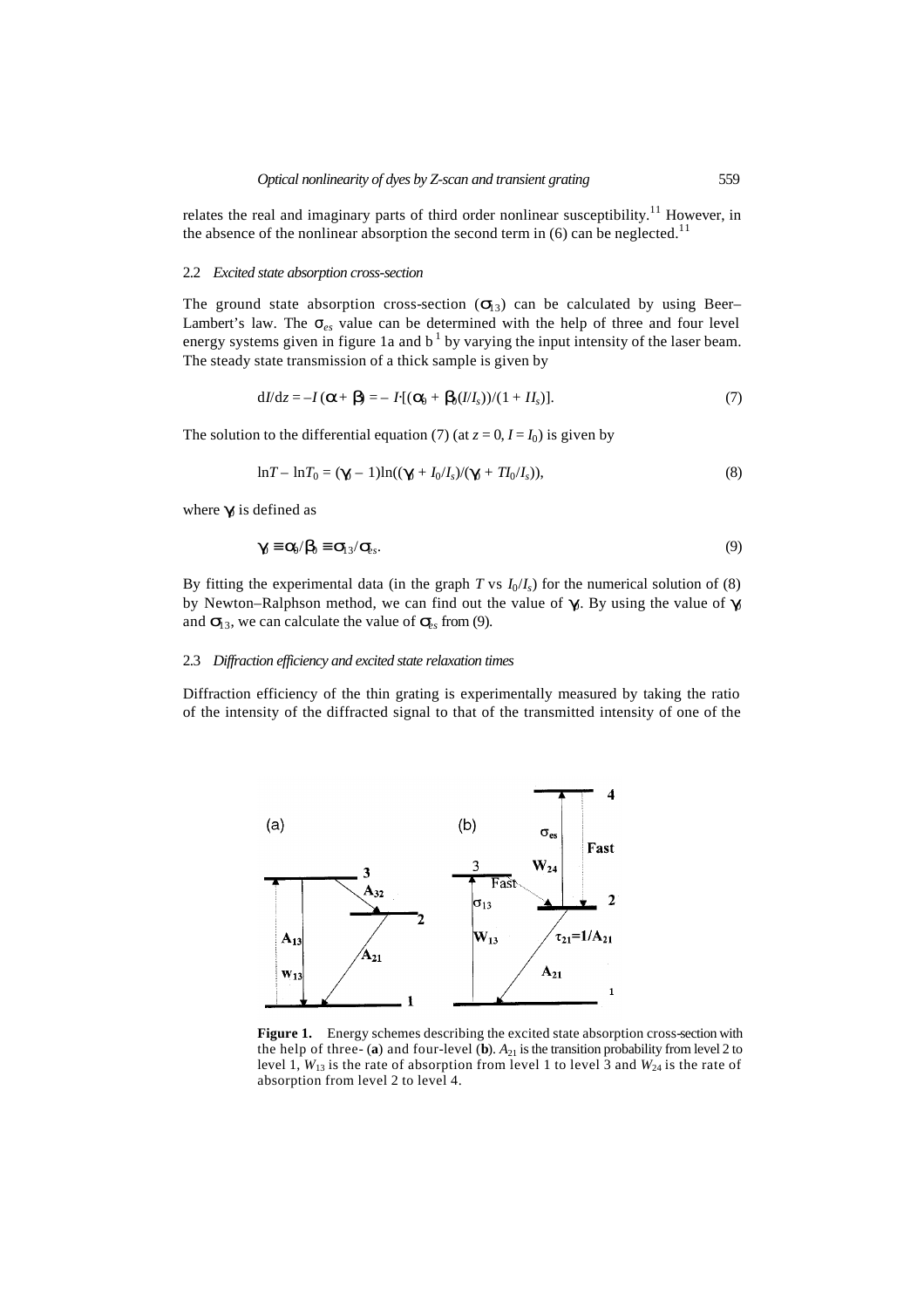relates the real and imaginary parts of third order nonlinear susceptibility.[11] However, in the absence of the nonlinear absorption the second term in (6) can be neglected.[11]

### 2.2 *Excited state absorption cross-section*

The ground state absorption cross-section ($\sigma_{13}$) can be calculated by using Beer–Lambert's law. The $\sigma_{es}$ value can be determined with the help of three and four level energy systems given in figure 1a and b [1] by varying the input intensity of the laser beam. The steady state transmission of a thick sample is given by

$$\mathrm{d}I/\mathrm{d}z = -I(\alpha + \beta) = -I\cdot[(\alpha_0 + \beta_0(I/I_s))/(1 + I I_s)]. \tag{7}$$

The solution to the differential equation (7) (at $z = 0$, $I = I_0$) is given by

$$\ln T - \ln T_0 = (\gamma_0 - 1)\ln((\gamma_0 + I_0/I_s)/(\gamma_0 + T I_0/I_s)), \tag{8}$$

where $\gamma_0$ is defined as

$$\gamma_0 \equiv \alpha_0/\beta_0 \equiv \sigma_{13}/\sigma_{es}. \tag{9}$$

By fitting the experimental data (in the graph $T$ vs $I_0/I_s$) for the numerical solution of (8) by Newton–Ralphson method, we can find out the value of $\gamma_0$. By using the value of $\gamma_0$ and $\sigma_{13}$, we can calculate the value of $\sigma_{es}$ from (9).

### 2.3 *Diffraction efficiency and excited state relaxation times*

Diffraction efficiency of the thin grating is experimentally measured by taking the ratio of the intensity of the diffracted signal to that of the transmitted intensity of one of the

**Figure 1.** Energy schemes describing the excited state absorption cross-section with the help of three- (**a**) and four-level (**b**). $A_{21}$ is the transition probability from level 2 to level 1, $W_{13}$ is the rate of absorption from level 1 to level 3 and $W_{24}$ is the rate of absorption from level 2 to level 4.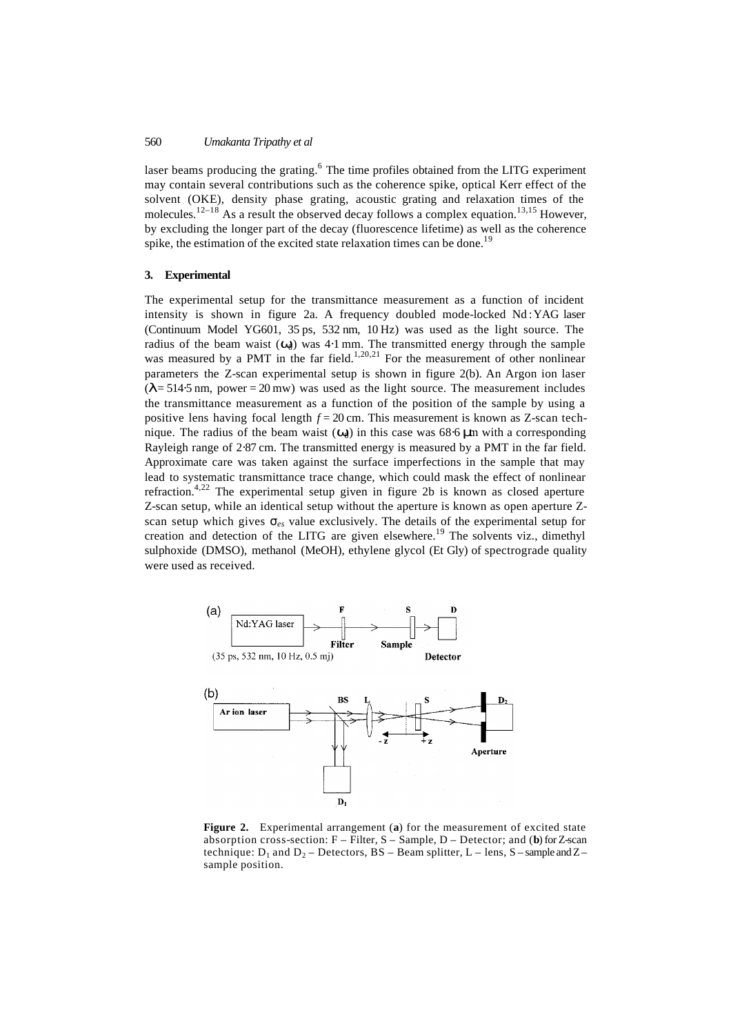laser beams producing the grating.[6] The time profiles obtained from the LITG experiment may contain several contributions such as the coherence spike, optical Kerr effect of the solvent (OKE), density phase grating, acoustic grating and relaxation times of the molecules.[12–18] As a result the observed decay follows a complex equation.[13,15] However, by excluding the longer part of the decay (fluorescence lifetime) as well as the coherence spike, the estimation of the excited state relaxation times can be done.[19]

### 3. Experimental

The experimental setup for the transmittance measurement as a function of incident intensity is shown in figure 2a. A frequency doubled mode-locked Nd : YAG laser (Continuum Model YG601, 35 ps, 532 nm, 10 Hz) was used as the light source. The radius of the beam waist ($\omega_0$) was 4·1 mm. The transmitted energy through the sample was measured by a PMT in the far field.[1,20,21] For the measurement of other nonlinear parameters the Z-scan experimental setup is shown in figure 2(b). An Argon ion laser ($\lambda$ = 514·5 nm, power = 20 mw) was used as the light source. The measurement includes the transmittance measurement as a function of the position of the sample by using a positive lens having focal length $f$ = 20 cm. This measurement is known as Z-scan technique. The radius of the beam waist ($\omega_0$) in this case was 68·6 μm with a corresponding Rayleigh range of 2·87 cm. The transmitted energy is measured by a PMT in the far field. Approximate care was taken against the surface imperfections in the sample that may lead to systematic transmittance trace change, which could mask the effect of nonlinear refraction.[4,22] The experimental setup given in figure 2b is known as closed aperture Z-scan setup, while an identical setup without the aperture is known as open aperture Z-scan setup which gives $\sigma_{es}$ value exclusively. The details of the experimental setup for creation and detection of the LITG are given elsewhere.[19] The solvents viz., dimethyl sulphoxide (DMSO), methanol (MeOH), ethylene glycol (Et Gly) of spectrograde quality were used as received.

**Figure 2.** Experimental arrangement (**a**) for the measurement of excited state absorption cross-section: F – Filter, S – Sample, D – Detector; and (**b**) for Z-scan technique: $D_1$ and $D_2$ – Detectors, BS – Beam splitter, L – lens, S – sample and Z – sample position.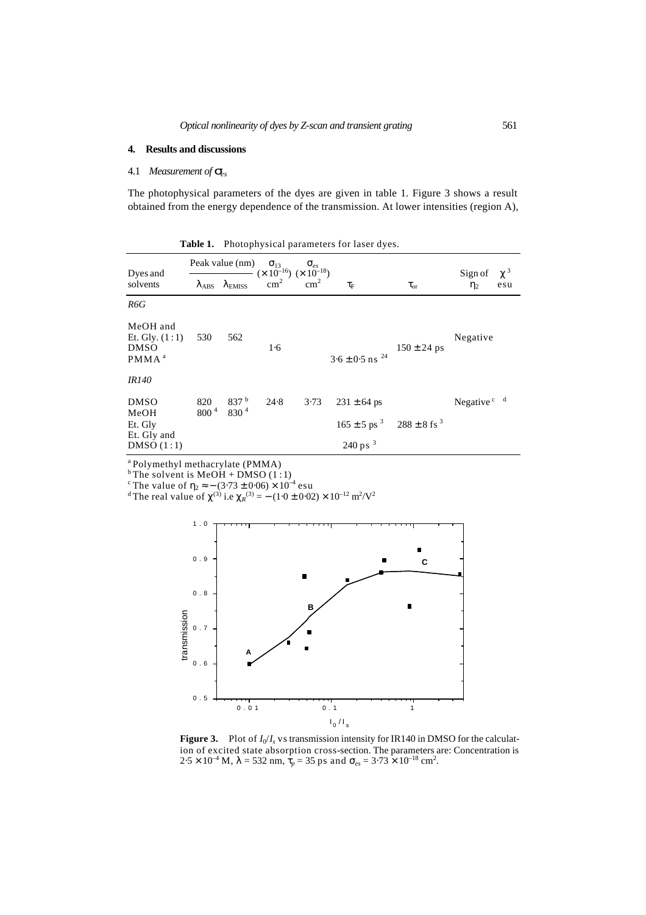## 4. Results and discussions

### 4.1 *Measurement of* $\sigma_{es}$

The photophysical parameters of the dyes are given in table 1. Figure 3 shows a result obtained from the energy dependence of the transmission. At lower intensities (region A),

**Table 1.** Photophysical parameters for laser dyes.

| Dyes and solvents | Peak value (nm) $\lambda_{ABS}$ | $\lambda_{EMISS}$ | $\sigma_{13}$ $(\times 10^{-16})$ cm$^2$ | $\sigma_{es}$ $(\times 10^{-18})$ cm$^2$ | $\tau_F$ | $\tau_{or}$ | Sign of $\eta_2$ | $\chi^3$ esu |
|---|---|---|---|---|---|---|---|---|
| *R6G* | | | | | | | | |
| MeOH and Et. Gly. (1 : 1) | 530 | 562 | | | | | Negative | |
| DMSO | | | 1·6 | | | $150 \pm 24$ ps | | |
| PMMA[a] | | | | | $3{\cdot}6 \pm 0{\cdot}5$ ns [24] | | | |
| *IR140* | | | | | | | | |
| DMSO | 820 | 837[b] | 24·8 | 3·73 | $231 \pm 64$ ps | | Negative[c] | [d] |
| MeOH | 800[4] | 830[4] | | | | | | |
| Et. Gly | | | | | $165 \pm 5$ ps [3] | $288 \pm 8$ fs [3] | | |
| Et. Gly and DMSO (1 : 1) | | | | | 240 ps [3] | | | |

[a] Polymethyl methacrylate (PMMA)
[b] The solvent is MeOH + DMSO (1 : 1)
[c] The value of $\eta_2 \approx -(3{\cdot}73 \pm 0{\cdot}06) \times 10^{-4}$ esu
[d] The real value of $\chi^{(3)}$ i.e $\chi_R^{(3)} = -(1{\cdot}0 \pm 0{\cdot}02) \times 10^{-12}$ m$^2$/V$^2$

**Figure 3.** Plot of $I_0/I_s$ vs transmission intensity for IR140 in DMSO for the calculation of excited state absorption cross-section. The parameters are: Concentration is $2{\cdot}5 \times 10^{-4}$ M, $\lambda = 532$ nm, $\tau_p = 35$ ps and $\sigma_{es} = 3{\cdot}73 \times 10^{-18}$ cm$^2$.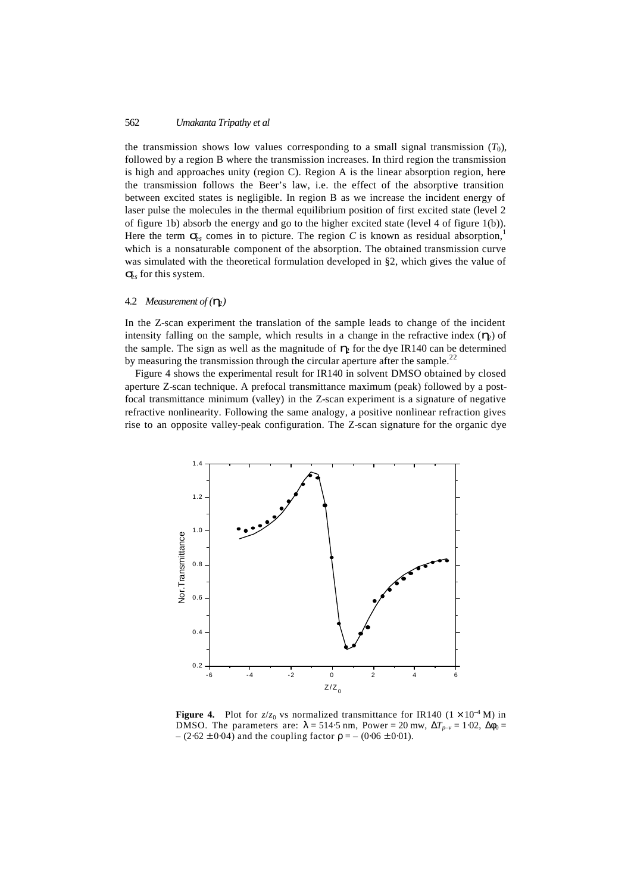the transmission shows low values corresponding to a small signal transmission ($T_0$), followed by a region B where the transmission increases. In third region the transmission is high and approaches unity (region C). Region A is the linear absorption region, here the transmission follows the Beer's law, i.e. the effect of the absorptive transition between excited states is negligible. In region B as we increase the incident energy of laser pulse the molecules in the thermal equilibrium position of first excited state (level 2 of figure 1b)) absorb the energy and go to the higher excited state (level 4 of figure 1(b)). Here the term $\sigma_{es}$ comes in to picture. The region *C* is known as residual absorption,[1] which is a nonsaturable component of the absorption. The obtained transmission curve was simulated with the theoretical formulation developed in §2, which gives the value of $\sigma_{es}$ for this system.

### 4.2 *Measurement of* ($\eta_2$)

In the Z-scan experiment the translation of the sample leads to change of the incident intensity falling on the sample, which results in a change in the refractive index ($\eta_2$) of the sample. The sign as well as the magnitude of $\eta_2$ for the dye IR140 can be determined by measuring the transmission through the circular aperture after the sample.[22]

Figure 4 shows the experimental result for IR140 in solvent DMSO obtained by closed aperture Z-scan technique. A prefocal transmittance maximum (peak) followed by a post-focal transmittance minimum (valley) in the Z-scan experiment is a signature of negative refractive nonlinearity. Following the same analogy, a positive nonlinear refraction gives rise to an opposite valley-peak configuration. The Z-scan signature for the organic dye

**Figure 4.** Plot for $z/z_0$ vs normalized transmittance for IR140 ($1 \times 10^{-4}$ M) in DMSO. The parameters are: $\lambda = 514{\cdot}5$ nm, Power = 20 mw, $\Delta T_{p-v} = 1{\cdot}02$, $\Delta\phi_0 = -(2{\cdot}62 \pm 0{\cdot}04)$ and the coupling factor $\rho = -(0{\cdot}06 \pm 0{\cdot}01)$.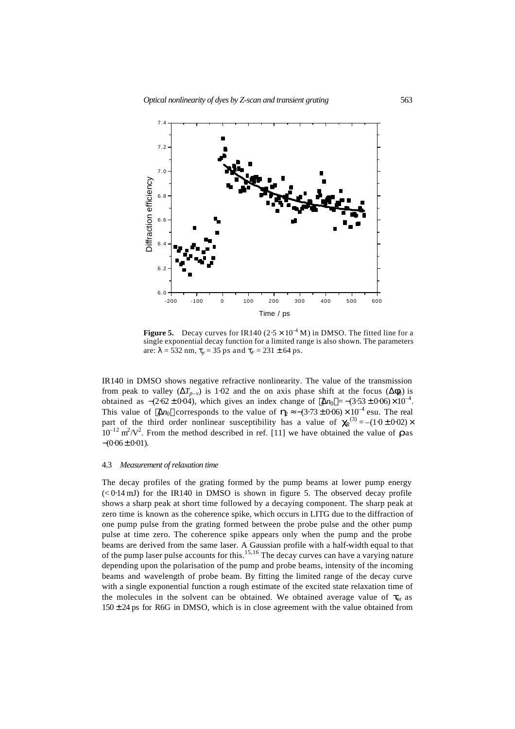**Figure 5.** Decay curves for IR140 ($2{\cdot}5 \times 10^{-4}$ M) in DMSO. The fitted line for a single exponential decay function for a limited range is also shown. The parameters are: $\lambda = 532$ nm, $\tau_p = 35$ ps and $\tau_F = 231 \pm 64$ ps.

IR140 in DMSO shows negative refractive nonlinearity. The value of the transmission from peak to valley ($\Delta T_{p-v}$) is 1·02 and the on axis phase shift at the focus ($\Delta\phi_0$) is obtained as $-(2{\cdot}62 \pm 0{\cdot}04)$, which gives an index change of $|\Delta n_0| = -(3{\cdot}53 \pm 0{\cdot}06) \times 10^{-4}$. This value of $|\Delta n_0|$ corresponds to the value of $\eta_2 \approx -(3{\cdot}73 \pm 0{\cdot}06) \times 10^{-4}$ esu. The real part of the third order nonlinear susceptibility has a value of $\chi_R^{(3)} = -(1{\cdot}0 \pm 0{\cdot}02) \times 10^{-12}$ m$^2$/V$^2$. From the method described in ref. [11] we have obtained the value of $\rho$ as $-(0{\cdot}06 \pm 0{\cdot}01)$.

### 4.3 *Measurement of relaxation time*

The decay profiles of the grating formed by the pump beams at lower pump energy ($< 0{\cdot}14$ mJ) for the IR140 in DMSO is shown in figure 5. The observed decay profile shows a sharp peak at short time followed by a decaying component. The sharp peak at zero time is known as the coherence spike, which occurs in LITG due to the diffraction of one pump pulse from the grating formed between the probe pulse and the other pump pulse at time zero. The coherence spike appears only when the pump and the probe beams are derived from the same laser. A Gaussian profile with a half-width equal to that of the pump laser pulse accounts for this.[15,16] The decay curves can have a varying nature depending upon the polarisation of the pump and probe beams, intensity of the incoming beams and wavelength of probe beam. By fitting the limited range of the decay curve with a single exponential function a rough estimate of the excited state relaxation time of the molecules in the solvent can be obtained. We obtained average value of $\tau_{or}$ as $150 \pm 24$ ps for R6G in DMSO, which is in close agreement with the value obtained from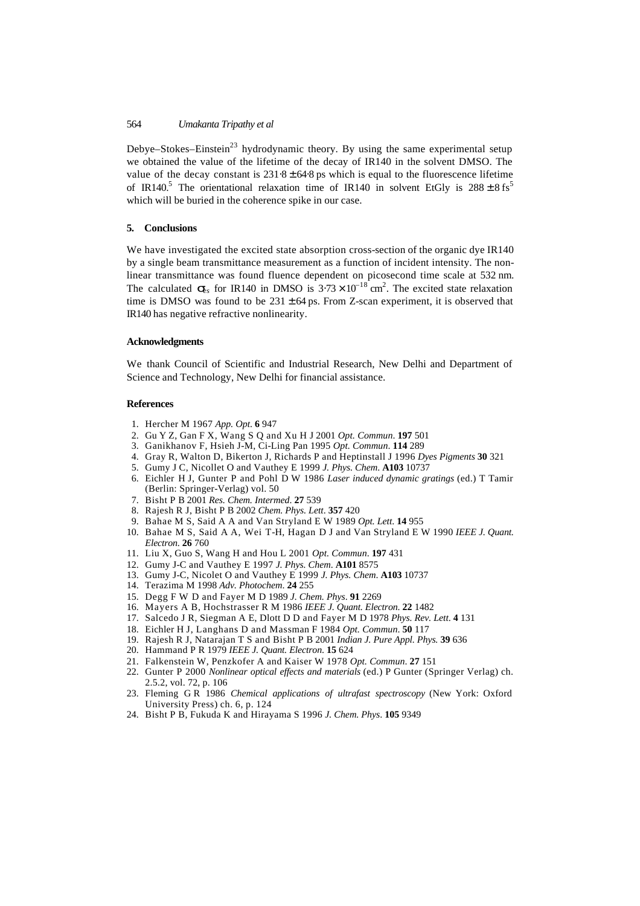Debye–Stokes–Einstein[23] hydrodynamic theory. By using the same experimental setup we obtained the value of the lifetime of the decay of IR140 in the solvent DMSO. The value of the decay constant is $231{\cdot}8 \pm 64{\cdot}8$ ps which is equal to the fluorescence lifetime of IR140.[5] The orientational relaxation time of IR140 in solvent EtGly is $288 \pm 8$ fs[5] which will be buried in the coherence spike in our case.

### 5. Conclusions

We have investigated the excited state absorption cross-section of the organic dye IR140 by a single beam transmittance measurement as a function of incident intensity. The non-linear transmittance was found fluence dependent on picosecond time scale at 532 nm. The calculated $\sigma_{es}$ for IR140 in DMSO is $3{\cdot}73 \times 10^{-18}$ cm$^2$. The excited state relaxation time is DMSO was found to be $231 \pm 64$ ps. From Z-scan experiment, it is observed that IR140 has negative refractive nonlinearity.

### Acknowledgments

We thank Council of Scientific and Industrial Research, New Delhi and Department of Science and Technology, New Delhi for financial assistance.

### References

1. Hercher M 1967 *App. Opt.* **6** 947
2. Gu Y Z, Gan F X, Wang S Q and Xu H J 2001 *Opt. Commun.* **197** 501
3. Ganikhanov F, Hsieh J-M, Ci-Ling Pan 1995 *Opt. Commun.* **114** 289
4. Gray R, Walton D, Bikerton J, Richards P and Heptinstall J 1996 *Dyes Pigments* **30** 321
5. Gumy J C, Nicollet O and Vauthey E 1999 *J. Phys. Chem.* **A103** 10737
6. Eichler H J, Gunter P and Pohl D W 1986 *Laser induced dynamic gratings* (ed.) T Tamir (Berlin: Springer-Verlag) vol. 50
7. Bisht P B 2001 *Res. Chem. Intermed.* **27** 539
8. Rajesh R J, Bisht P B 2002 *Chem. Phys. Lett.* **357** 420
9. Bahae M S, Said A A and Van Stryland E W 1989 *Opt. Lett.* **14** 955
10. Bahae M S, Said A A, Wei T-H, Hagan D J and Van Stryland E W 1990 *IEEE J. Quant. Electron.* **26** 760
11. Liu X, Guo S, Wang H and Hou L 2001 *Opt. Commun.* **197** 431
12. Gumy J-C and Vauthey E 1997 *J. Phys. Chem.* **A101** 8575
13. Gumy J-C, Nicolet O and Vauthey E 1999 *J. Phys. Chem.* **A103** 10737
14. Terazima M 1998 *Adv. Photochem.* **24** 255
15. Degg F W D and Fayer M D 1989 *J. Chem. Phys.* **91** 2269
16. Mayers A B, Hochstrasser R M 1986 *IEEE J. Quant. Electron.* **22** 1482
17. Salcedo J R, Siegman A E, Dlott D D and Fayer M D 1978 *Phys. Rev. Lett.* **4** 131
18. Eichler H J, Langhans D and Massman F 1984 *Opt. Commun.* **50** 117
19. Rajesh R J, Natarajan T S and Bisht P B 2001 *Indian J. Pure Appl. Phys.* **39** 636
20. Hammand P R 1979 *IEEE J. Quant. Electron.* **15** 624
21. Falkenstein W, Penzkofer A and Kaiser W 1978 *Opt. Commun.* **27** 151
22. Gunter P 2000 *Nonlinear optical effects and materials* (ed.) P Gunter (Springer Verlag) ch. 2.5.2, vol. 72, p. 106
23. Fleming G R 1986 *Chemical applications of ultrafast spectroscopy* (New York: Oxford University Press) ch. 6, p. 124
24. Bisht P B, Fukuda K and Hirayama S 1996 *J. Chem. Phys.* **105** 9349